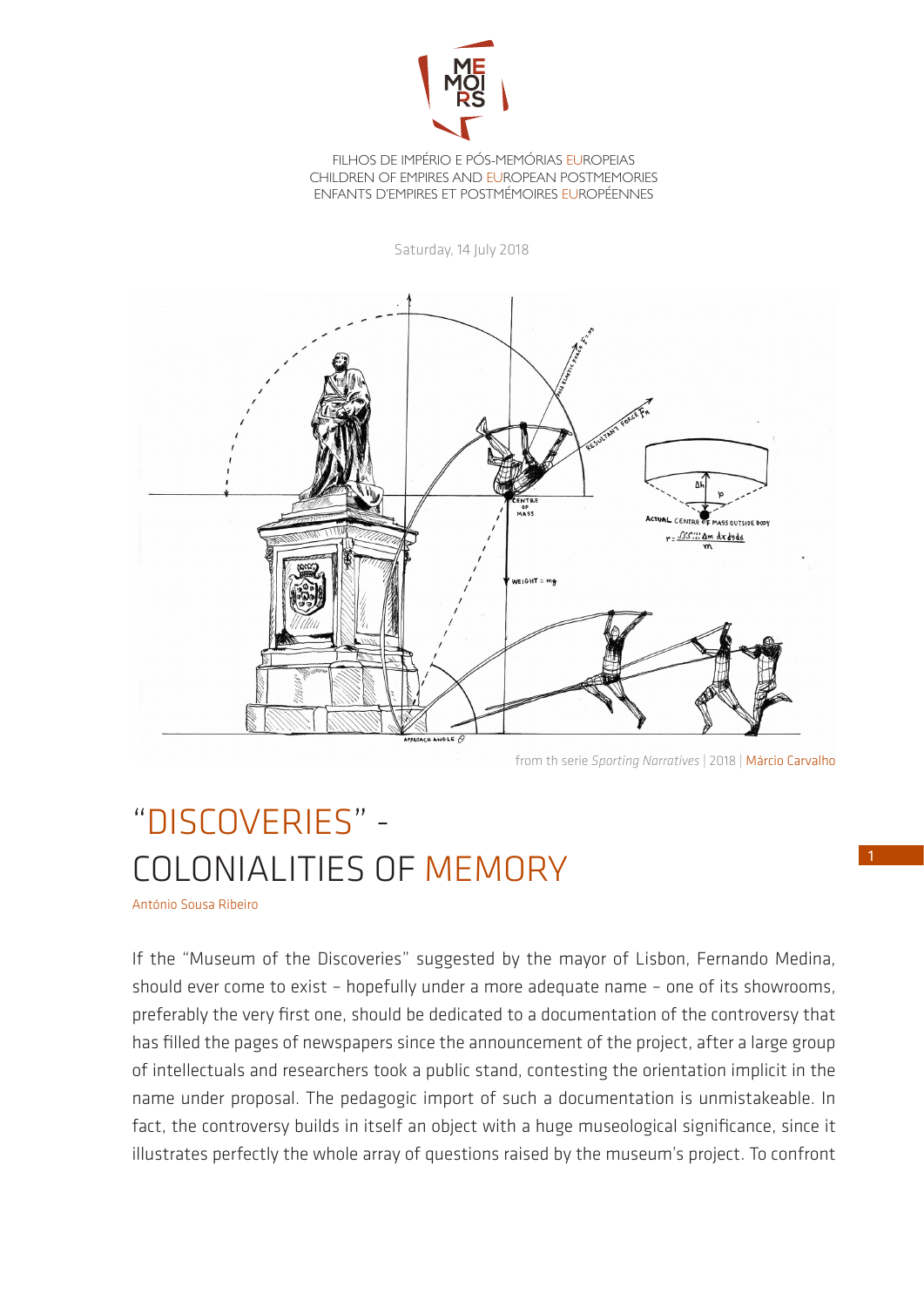FILHOS DE IMPÉRIO E PÓS-MEMÓRIAS EUROPEIAS
CHILDREN OF EMPIRES AND EUROPEAN POSTMEMORIES
ENFANTS D'EMPIRES ET POSTMÉMOIRES EUROPÉENNES

Saturday, 14 July 2018

from th serie *Sporting Narratives* | 2018 | Márcio Carvalho

# "DISCOVERIES" - COLONIALITIES OF MEMORY

António Sousa Ribeiro

If the "Museum of the Discoveries" suggested by the mayor of Lisbon, Fernando Medina, should ever come to exist – hopefully under a more adequate name – one of its showrooms, preferably the very first one, should be dedicated to a documentation of the controversy that has filled the pages of newspapers since the announcement of the project, after a large group of intellectuals and researchers took a public stand, contesting the orientation implicit in the name under proposal. The pedagogic import of such a documentation is unmistakeable. In fact, the controversy builds in itself an object with a huge museological significance, since it illustrates perfectly the whole array of questions raised by the museum's project. To confront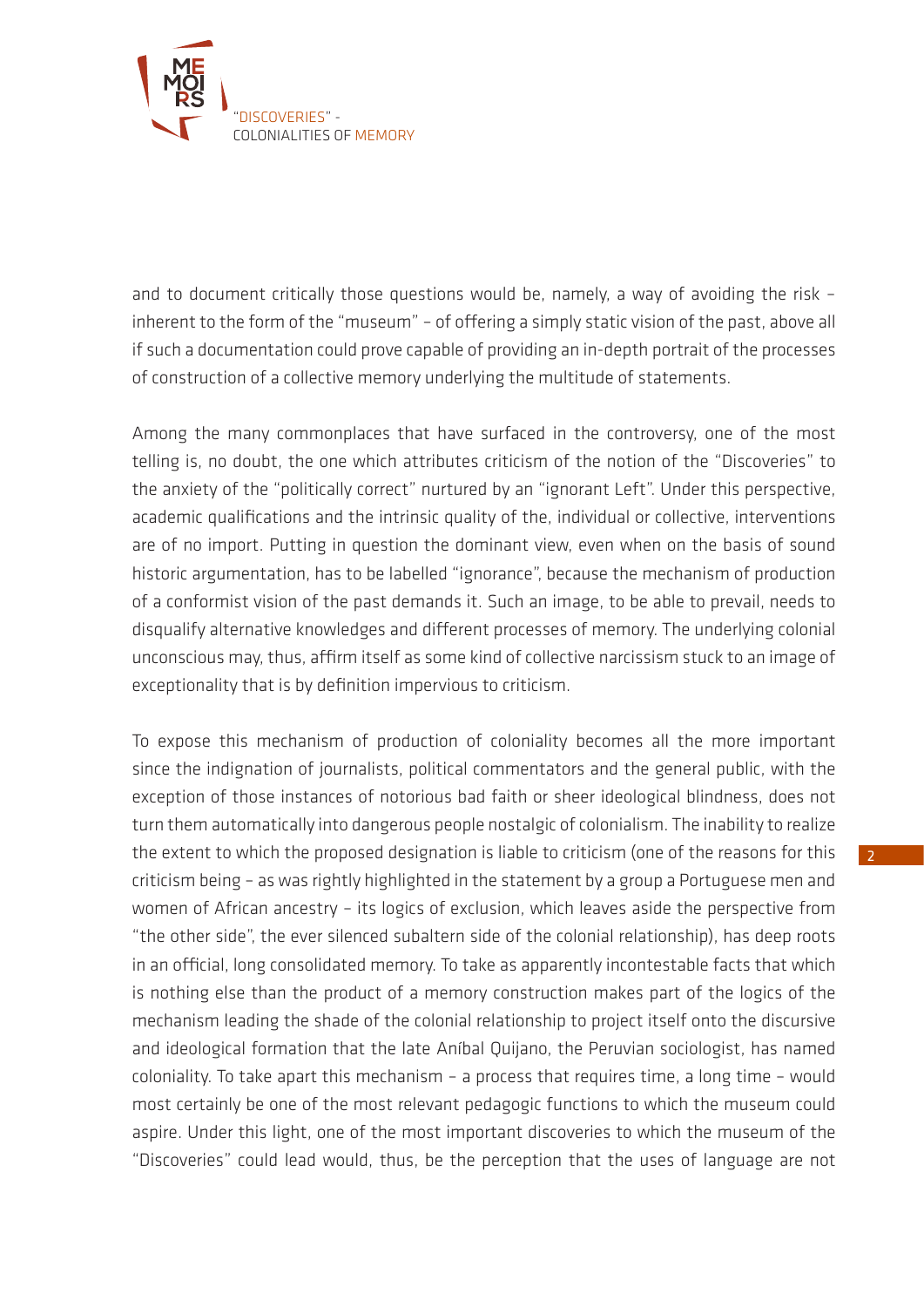and to document critically those questions would be, namely, a way of avoiding the risk – inherent to the form of the "museum" – of offering a simply static vision of the past, above all if such a documentation could prove capable of providing an in-depth portrait of the processes of construction of a collective memory underlying the multitude of statements.

Among the many commonplaces that have surfaced in the controversy, one of the most telling is, no doubt, the one which attributes criticism of the notion of the "Discoveries" to the anxiety of the "politically correct" nurtured by an "ignorant Left". Under this perspective, academic qualifications and the intrinsic quality of the, individual or collective, interventions are of no import. Putting in question the dominant view, even when on the basis of sound historic argumentation, has to be labelled "ignorance", because the mechanism of production of a conformist vision of the past demands it. Such an image, to be able to prevail, needs to disqualify alternative knowledges and different processes of memory. The underlying colonial unconscious may, thus, affirm itself as some kind of collective narcissism stuck to an image of exceptionality that is by definition impervious to criticism.

To expose this mechanism of production of coloniality becomes all the more important since the indignation of journalists, political commentators and the general public, with the exception of those instances of notorious bad faith or sheer ideological blindness, does not turn them automatically into dangerous people nostalgic of colonialism. The inability to realize the extent to which the proposed designation is liable to criticism (one of the reasons for this criticism being – as was rightly highlighted in the statement by a group a Portuguese men and women of African ancestry – its logics of exclusion, which leaves aside the perspective from "the other side", the ever silenced subaltern side of the colonial relationship), has deep roots in an official, long consolidated memory. To take as apparently incontestable facts that which is nothing else than the product of a memory construction makes part of the logics of the mechanism leading the shade of the colonial relationship to project itself onto the discursive and ideological formation that the late Aníbal Quijano, the Peruvian sociologist, has named coloniality. To take apart this mechanism – a process that requires time, a long time – would most certainly be one of the most relevant pedagogic functions to which the museum could aspire. Under this light, one of the most important discoveries to which the museum of the "Discoveries" could lead would, thus, be the perception that the uses of language are not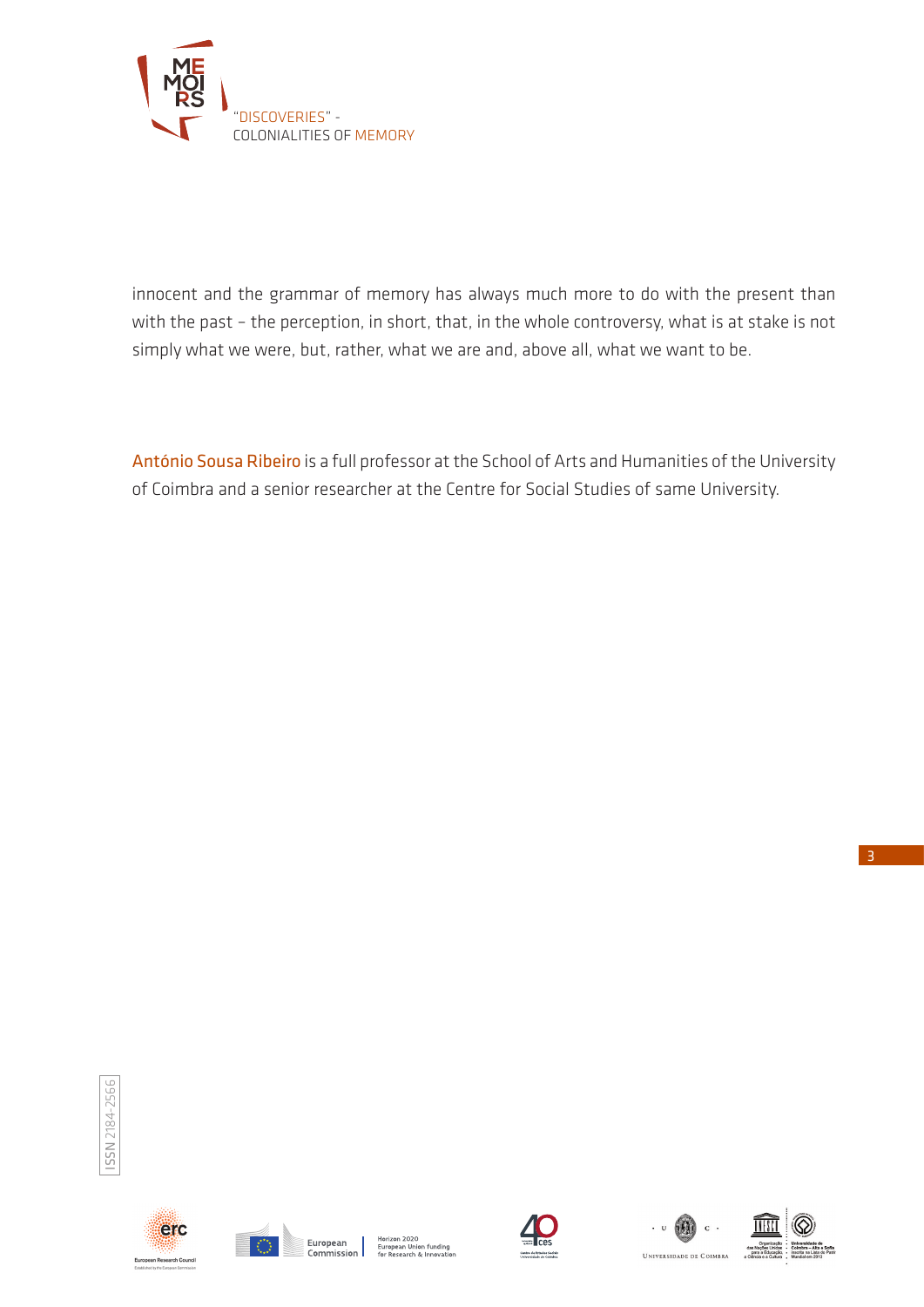innocent and the grammar of memory has always much more to do with the present than with the past – the perception, in short, that, in the whole controversy, what is at stake is not simply what we were, but, rather, what we are and, above all, what we want to be.

António Sousa Ribeiro is a full professor at the School of Arts and Humanities of the University of Coimbra and a senior researcher at the Centre for Social Studies of same University.